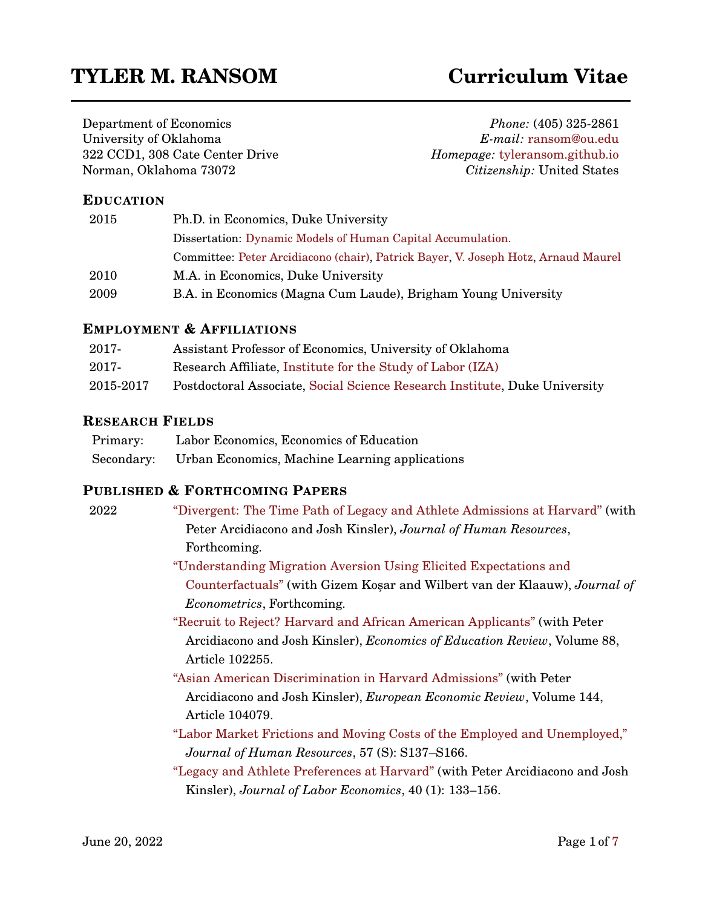# TYLER M. RANSOM — Curriculum Vitae

Department of Economics
University of Oklahoma
322 CCD1, 308 Cate Center Drive
Norman, Oklahoma 73072

*Phone:* (405) 325-2861
*E-mail:* ransom@ou.edu
*Homepage:* tyleransom.github.io
*Citizenship:* United States

## EDUCATION

| | |
|---|---|
| 2015 | Ph.D. in Economics, Duke University |
| | Dissertation: Dynamic Models of Human Capital Accumulation. |
| | Committee: Peter Arcidiacono (chair), Patrick Bayer, V. Joseph Hotz, Arnaud Maurel |
| 2010 | M.A. in Economics, Duke University |
| 2009 | B.A. in Economics (Magna Cum Laude), Brigham Young University |

## EMPLOYMENT & AFFILIATIONS

| | |
|---|---|
| 2017- | Assistant Professor of Economics, University of Oklahoma |
| 2017- | Research Affiliate, Institute for the Study of Labor (IZA) |
| 2015-2017 | Postdoctoral Associate, Social Science Research Institute, Duke University |

## RESEARCH FIELDS

| | |
|---|---|
| Primary: | Labor Economics, Economics of Education |
| Secondary: | Urban Economics, Machine Learning applications |

## PUBLISHED & FORTHCOMING PAPERS

**2022**

- "Divergent: The Time Path of Legacy and Athlete Admissions at Harvard" (with Peter Arcidiacono and Josh Kinsler), *Journal of Human Resources*, Forthcoming.
- "Understanding Migration Aversion Using Elicited Expectations and Counterfactuals" (with Gizem Koşar and Wilbert van der Klaauw), *Journal of Econometrics*, Forthcoming.
- "Recruit to Reject? Harvard and African American Applicants" (with Peter Arcidiacono and Josh Kinsler), *Economics of Education Review*, Volume 88, Article 102255.
- "Asian American Discrimination in Harvard Admissions" (with Peter Arcidiacono and Josh Kinsler), *European Economic Review*, Volume 144, Article 104079.
- "Labor Market Frictions and Moving Costs of the Employed and Unemployed," *Journal of Human Resources*, 57 (S): S137–S166.
- "Legacy and Athlete Preferences at Harvard" (with Peter Arcidiacono and Josh Kinsler), *Journal of Labor Economics*, 40 (1): 133–156.

June 20, 2022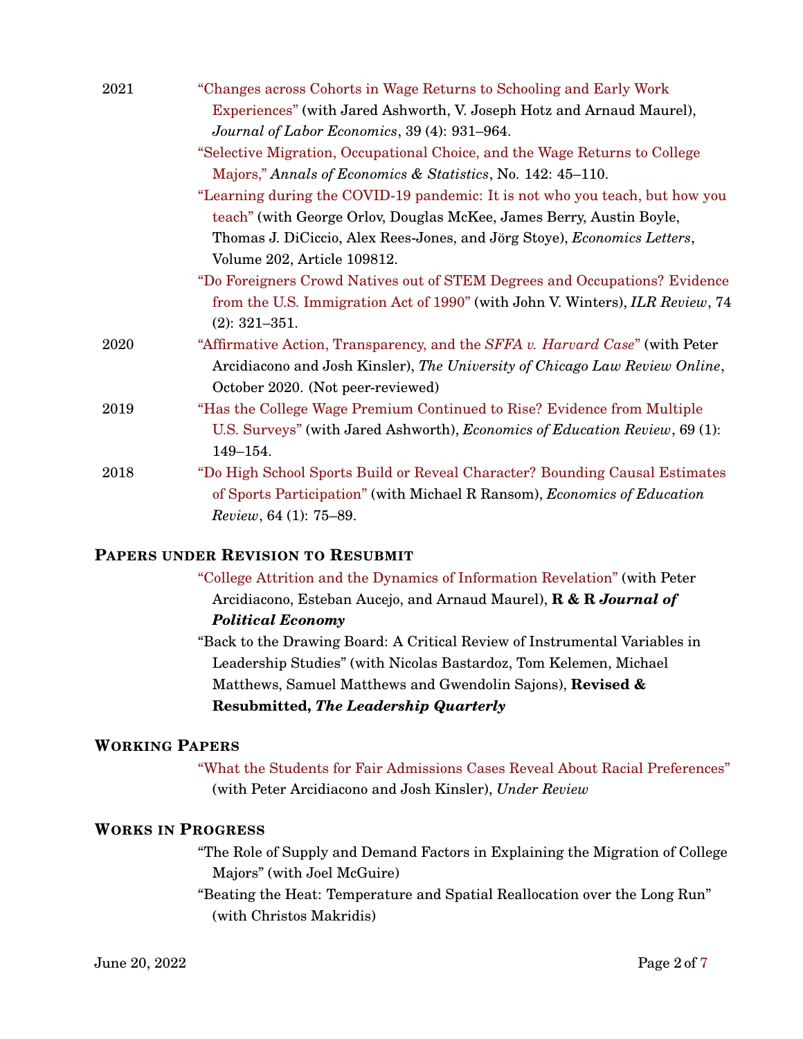2021 "Changes across Cohorts in Wage Returns to Schooling and Early Work Experiences" (with Jared Ashworth, V. Joseph Hotz and Arnaud Maurel), *Journal of Labor Economics*, 39 (4): 931–964.

"Selective Migration, Occupational Choice, and the Wage Returns to College Majors," *Annals of Economics & Statistics*, No. 142: 45–110.

"Learning during the COVID-19 pandemic: It is not who you teach, but how you teach" (with George Orlov, Douglas McKee, James Berry, Austin Boyle, Thomas J. DiCiccio, Alex Rees-Jones, and Jörg Stoye), *Economics Letters*, Volume 202, Article 109812.

"Do Foreigners Crowd Natives out of STEM Degrees and Occupations? Evidence from the U.S. Immigration Act of 1990" (with John V. Winters), *ILR Review*, 74 (2): 321–351.

2020 "Affirmative Action, Transparency, and the *SFFA v. Harvard Case*" (with Peter Arcidiacono and Josh Kinsler), *The University of Chicago Law Review Online*, October 2020. (Not peer-reviewed)

2019 "Has the College Wage Premium Continued to Rise? Evidence from Multiple U.S. Surveys" (with Jared Ashworth), *Economics of Education Review*, 69 (1): 149–154.

2018 "Do High School Sports Build or Reveal Character? Bounding Causal Estimates of Sports Participation" (with Michael R Ransom), *Economics of Education Review*, 64 (1): 75–89.

## Papers under Revision to Resubmit

"College Attrition and the Dynamics of Information Revelation" (with Peter Arcidiacono, Esteban Aucejo, and Arnaud Maurel), **R & R *Journal of Political Economy***

"Back to the Drawing Board: A Critical Review of Instrumental Variables in Leadership Studies" (with Nicolas Bastardoz, Tom Kelemen, Michael Matthews, Samuel Matthews and Gwendolin Sajons), **Revised & Resubmitted, *The Leadership Quarterly***

## Working Papers

"What the Students for Fair Admissions Cases Reveal About Racial Preferences" (with Peter Arcidiacono and Josh Kinsler), *Under Review*

## Works in Progress

"The Role of Supply and Demand Factors in Explaining the Migration of College Majors" (with Joel McGuire)

"Beating the Heat: Temperature and Spatial Reallocation over the Long Run" (with Christos Makridis)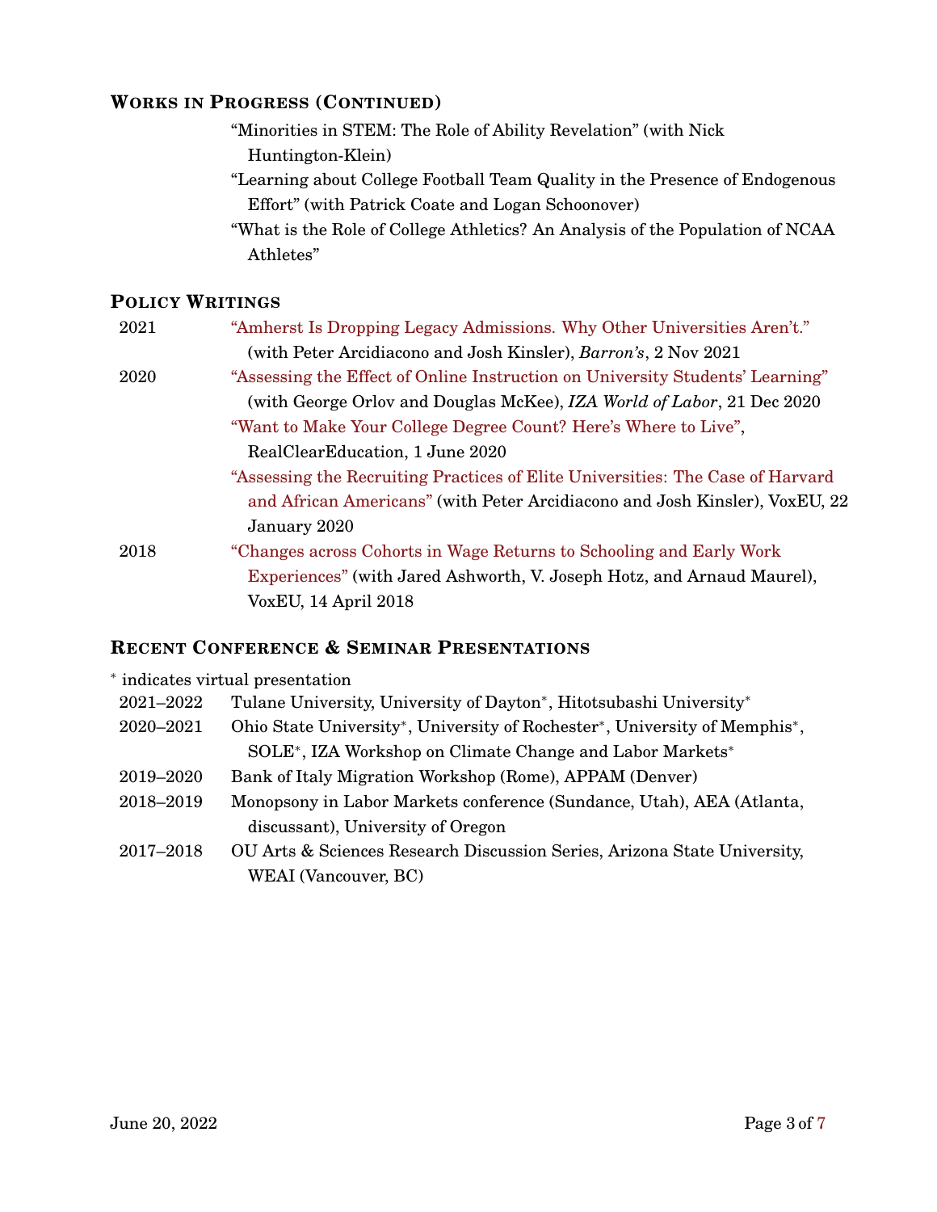## Works in Progress (Continued)

"Minorities in STEM: The Role of Ability Revelation" (with Nick Huntington-Klein)

"Learning about College Football Team Quality in the Presence of Endogenous Effort" (with Patrick Coate and Logan Schoonover)

"What is the Role of College Athletics? An Analysis of the Population of NCAA Athletes"

## Policy Writings

**2021**

"Amherst Is Dropping Legacy Admissions. Why Other Universities Aren't." (with Peter Arcidiacono and Josh Kinsler), *Barron's*, 2 Nov 2021

**2020**

"Assessing the Effect of Online Instruction on University Students' Learning" (with George Orlov and Douglas McKee), *IZA World of Labor*, 21 Dec 2020

"Want to Make Your College Degree Count? Here's Where to Live", RealClearEducation, 1 June 2020

"Assessing the Recruiting Practices of Elite Universities: The Case of Harvard and African Americans" (with Peter Arcidiacono and Josh Kinsler), VoxEU, 22 January 2020

**2018**

"Changes across Cohorts in Wage Returns to Schooling and Early Work Experiences" (with Jared Ashworth, V. Joseph Hotz, and Arnaud Maurel), VoxEU, 14 April 2018

## Recent Conference & Seminar Presentations

\* indicates virtual presentation

| | |
|---|---|
| 2021–2022 | Tulane University, University of Dayton*, Hitotsubashi University* |
| 2020–2021 | Ohio State University*, University of Rochester*, University of Memphis*, SOLE*, IZA Workshop on Climate Change and Labor Markets* |
| 2019–2020 | Bank of Italy Migration Workshop (Rome), APPAM (Denver) |
| 2018–2019 | Monopsony in Labor Markets conference (Sundance, Utah), AEA (Atlanta, discussant), University of Oregon |
| 2017–2018 | OU Arts & Sciences Research Discussion Series, Arizona State University, WEAI (Vancouver, BC) |

June 20, 2022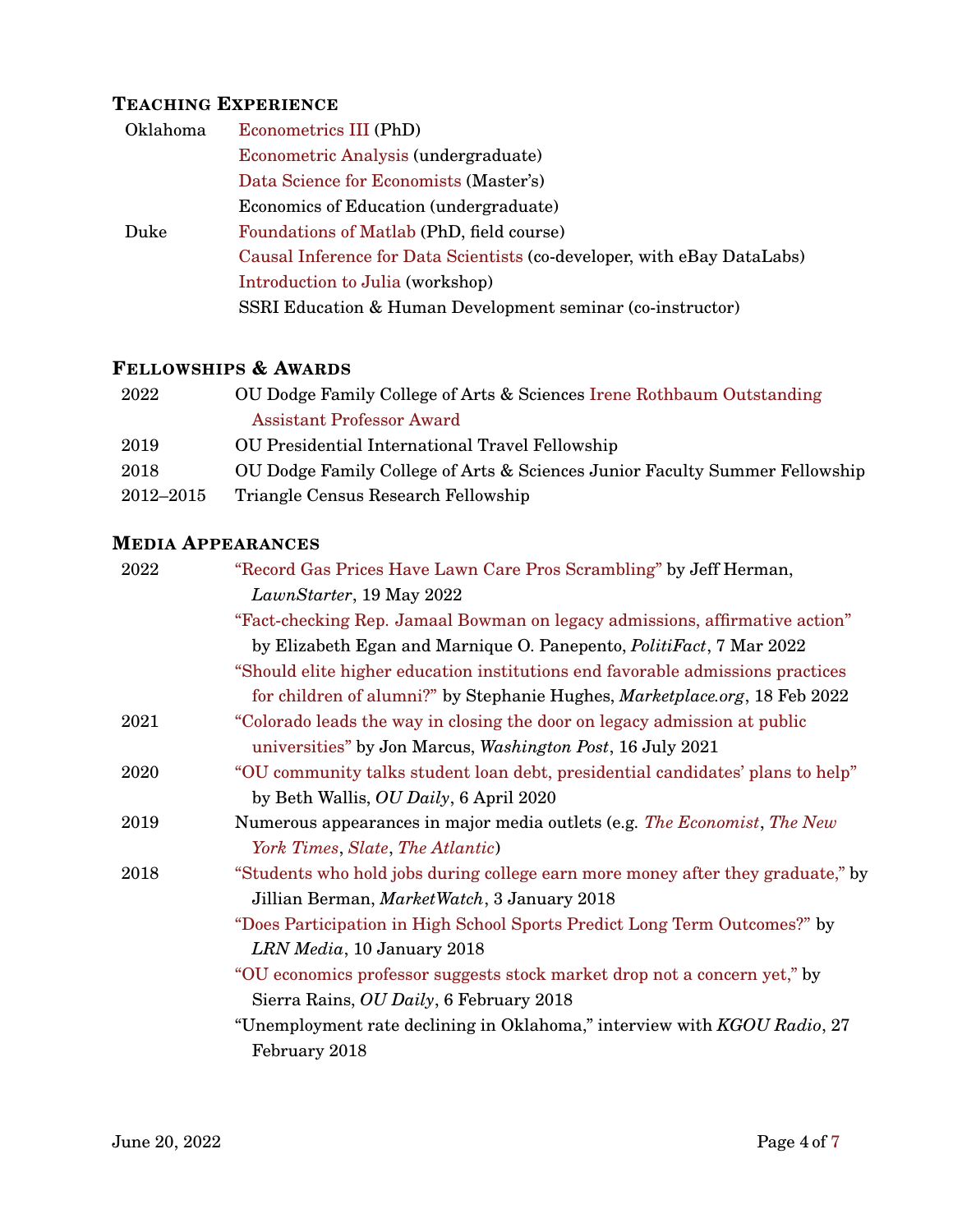## Teaching Experience

| | |
|---|---|
| Oklahoma | Econometrics III (PhD) |
| | Econometric Analysis (undergraduate) |
| | Data Science for Economists (Master's) |
| | Economics of Education (undergraduate) |
| Duke | Foundations of Matlab (PhD, field course) |
| | Causal Inference for Data Scientists (co-developer, with eBay DataLabs) |
| | Introduction to Julia (workshop) |
| | SSRI Education & Human Development seminar (co-instructor) |

## Fellowships & Awards

| | |
|---|---|
| 2022 | OU Dodge Family College of Arts & Sciences Irene Rothbaum Outstanding Assistant Professor Award |
| 2019 | OU Presidential International Travel Fellowship |
| 2018 | OU Dodge Family College of Arts & Sciences Junior Faculty Summer Fellowship |
| 2012–2015 | Triangle Census Research Fellowship |

## Media Appearances

| | |
|---|---|
| 2022 | "Record Gas Prices Have Lawn Care Pros Scrambling" by Jeff Herman, *LawnStarter*, 19 May 2022 |
| | "Fact-checking Rep. Jamaal Bowman on legacy admissions, affirmative action" by Elizabeth Egan and Marnique O. Panepento, *PolitiFact*, 7 Mar 2022 |
| | "Should elite higher education institutions end favorable admissions practices for children of alumni?" by Stephanie Hughes, *Marketplace.org*, 18 Feb 2022 |
| 2021 | "Colorado leads the way in closing the door on legacy admission at public universities" by Jon Marcus, *Washington Post*, 16 July 2021 |
| 2020 | "OU community talks student loan debt, presidential candidates' plans to help" by Beth Wallis, *OU Daily*, 6 April 2020 |
| 2019 | Numerous appearances in major media outlets (e.g. *The Economist*, *The New York Times*, *Slate*, *The Atlantic*) |
| 2018 | "Students who hold jobs during college earn more money after they graduate," by Jillian Berman, *MarketWatch*, 3 January 2018 |
| | "Does Participation in High School Sports Predict Long Term Outcomes?" by *LRN Media*, 10 January 2018 |
| | "OU economics professor suggests stock market drop not a concern yet," by Sierra Rains, *OU Daily*, 6 February 2018 |
| | "Unemployment rate declining in Oklahoma," interview with *KGOU Radio*, 27 February 2018 |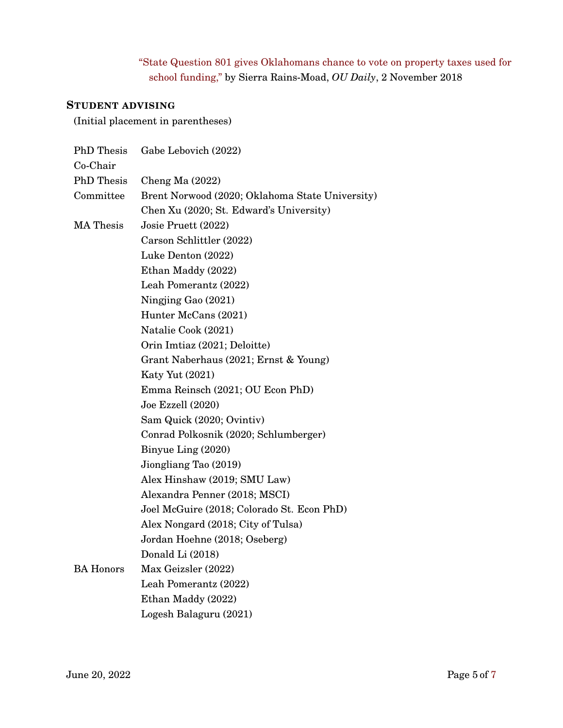"State Question 801 gives Oklahomans chance to vote on property taxes used for school funding," by Sierra Rains-Moad, *OU Daily*, 2 November 2018

## Student advising

(Initial placement in parentheses)

| | |
|---|---|
| PhD Thesis Co-Chair | Gabe Lebovich (2022) |
| PhD Thesis Committee | Cheng Ma (2022) |
| | Brent Norwood (2020; Oklahoma State University) |
| | Chen Xu (2020; St. Edward's University) |
| MA Thesis | Josie Pruett (2022) |
| | Carson Schlittler (2022) |
| | Luke Denton (2022) |
| | Ethan Maddy (2022) |
| | Leah Pomerantz (2022) |
| | Ningjing Gao (2021) |
| | Hunter McCans (2021) |
| | Natalie Cook (2021) |
| | Orin Imtiaz (2021; Deloitte) |
| | Grant Naberhaus (2021; Ernst & Young) |
| | Katy Yut (2021) |
| | Emma Reinsch (2021; OU Econ PhD) |
| | Joe Ezzell (2020) |
| | Sam Quick (2020; Ovintiv) |
| | Conrad Polkosnik (2020; Schlumberger) |
| | Binyue Ling (2020) |
| | Jiongliang Tao (2019) |
| | Alex Hinshaw (2019; SMU Law) |
| | Alexandra Penner (2018; MSCI) |
| | Joel McGuire (2018; Colorado St. Econ PhD) |
| | Alex Nongard (2018; City of Tulsa) |
| | Jordan Hoehne (2018; Oseberg) |
| | Donald Li (2018) |
| BA Honors | Max Geizsler (2022) |
| | Leah Pomerantz (2022) |
| | Ethan Maddy (2022) |
| | Logesh Balaguru (2021) |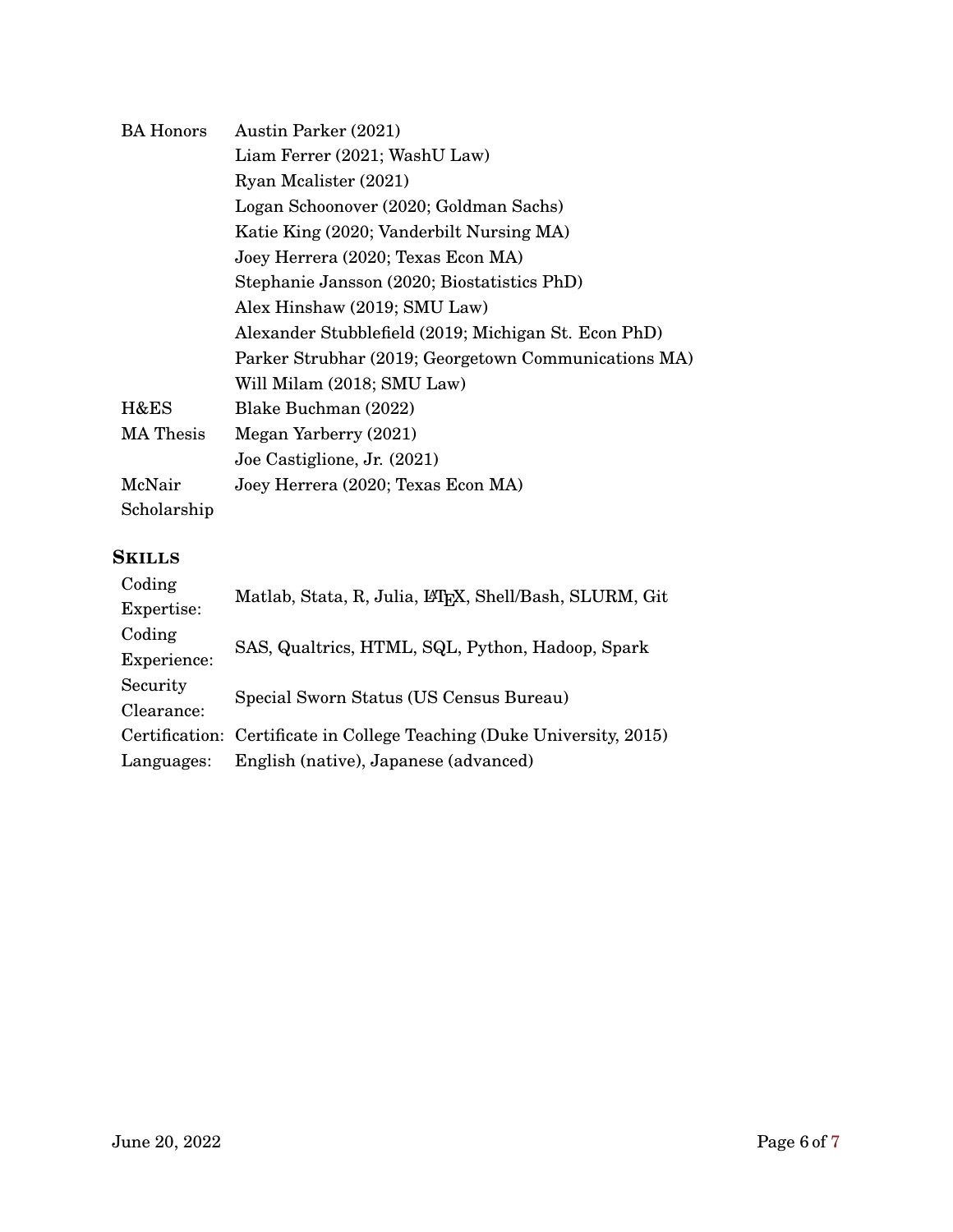| | |
|---|---|
| BA Honors | Austin Parker (2021) |
| | Liam Ferrer (2021; WashU Law) |
| | Ryan Mcalister (2021) |
| | Logan Schoonover (2020; Goldman Sachs) |
| | Katie King (2020; Vanderbilt Nursing MA) |
| | Joey Herrera (2020; Texas Econ MA) |
| | Stephanie Jansson (2020; Biostatistics PhD) |
| | Alex Hinshaw (2019; SMU Law) |
| | Alexander Stubblefield (2019; Michigan St. Econ PhD) |
| | Parker Strubhar (2019; Georgetown Communications MA) |
| | Will Milam (2018; SMU Law) |
| H&ES | Blake Buchman (2022) |
| MA Thesis | Megan Yarberry (2021) |
| | Joe Castiglione, Jr. (2021) |
| McNair Scholarship | Joey Herrera (2020; Texas Econ MA) |

## Skills

| | |
|---|---|
| Coding Expertise: | Matlab, Stata, R, Julia, LaTeX, Shell/Bash, SLURM, Git |
| Coding Experience: | SAS, Qualtrics, HTML, SQL, Python, Hadoop, Spark |
| Security Clearance: | Special Sworn Status (US Census Bureau) |
| Certification: | Certificate in College Teaching (Duke University, 2015) |
| Languages: | English (native), Japanese (advanced) |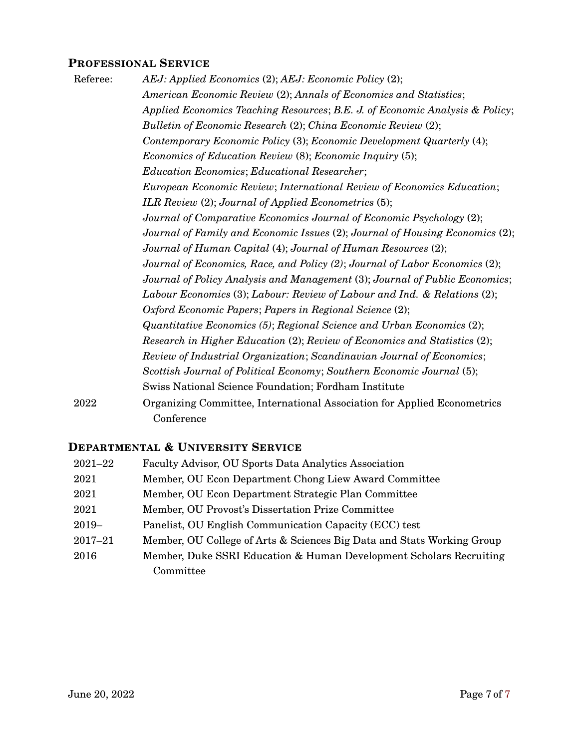## **Professional Service**

| | |
|---|---|
| Referee: | *AEJ: Applied Economics* (2); *AEJ: Economic Policy* (2); *American Economic Review* (2); *Annals of Economics and Statistics*; *Applied Economics Teaching Resources*; *B.E. J. of Economic Analysis & Policy*; *Bulletin of Economic Research* (2); *China Economic Review* (2); *Contemporary Economic Policy* (3); *Economic Development Quarterly* (4); *Economics of Education Review* (8); *Economic Inquiry* (5); *Education Economics*; *Educational Researcher*; *European Economic Review*; *International Review of Economics Education*; *ILR Review* (2); *Journal of Applied Econometrics* (5); *Journal of Comparative Economics Journal of Economic Psychology* (2); *Journal of Family and Economic Issues* (2); *Journal of Housing Economics* (2); *Journal of Human Capital* (4); *Journal of Human Resources* (2); *Journal of Economics, Race, and Policy (2)*; *Journal of Labor Economics* (2); *Journal of Policy Analysis and Management* (3); *Journal of Public Economics*; *Labour Economics* (3); *Labour: Review of Labour and Ind. & Relations* (2); *Oxford Economic Papers*; *Papers in Regional Science* (2); *Quantitative Economics (5)*; *Regional Science and Urban Economics* (2); *Research in Higher Education* (2); *Review of Economics and Statistics* (2); *Review of Industrial Organization*; *Scandinavian Journal of Economics*; *Scottish Journal of Political Economy*; *Southern Economic Journal* (5); Swiss National Science Foundation; Fordham Institute |
| 2022 | Organizing Committee, International Association for Applied Econometrics Conference |

## **Departmental & University Service**

| | |
|---|---|
| 2021–22 | Faculty Advisor, OU Sports Data Analytics Association |
| 2021 | Member, OU Econ Department Chong Liew Award Committee |
| 2021 | Member, OU Econ Department Strategic Plan Committee |
| 2021 | Member, OU Provost's Dissertation Prize Committee |
| 2019– | Panelist, OU English Communication Capacity (ECC) test |
| 2017–21 | Member, OU College of Arts & Sciences Big Data and Stats Working Group |
| 2016 | Member, Duke SSRI Education & Human Development Scholars Recruiting Committee |

June 20, 2022